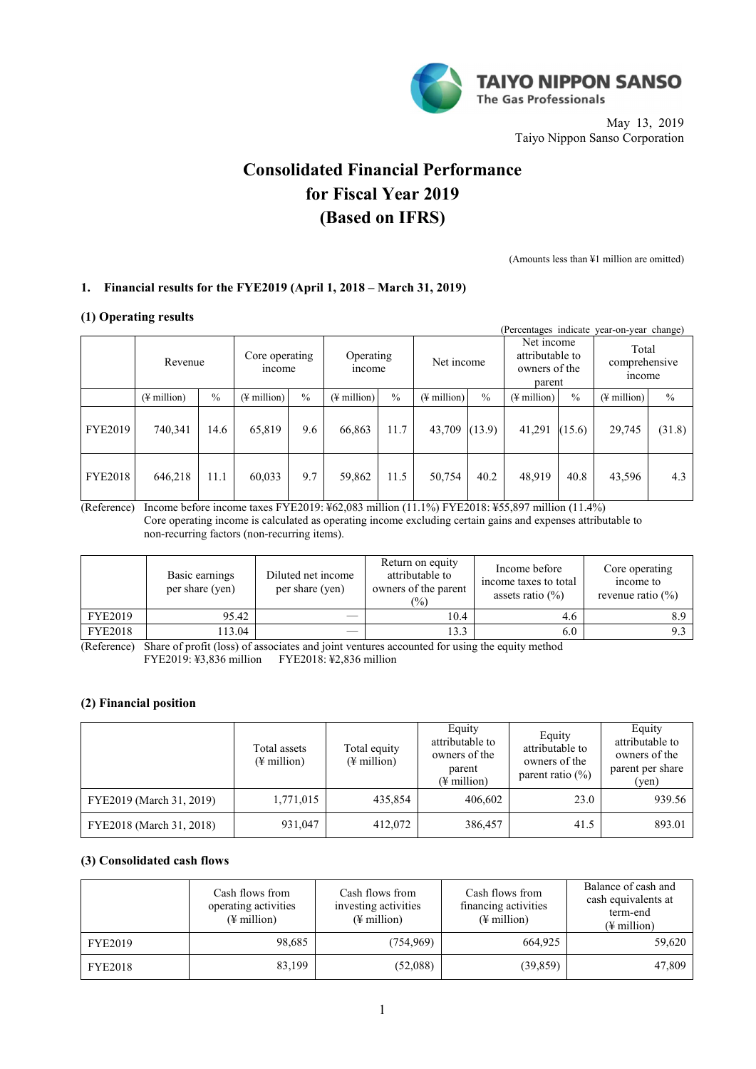TAIYO NIPPON SANSO
The Gas Professionals

May 13, 2019
Taiyo Nippon Sanso Corporation

# Consolidated Financial Performance for Fiscal Year 2019 (Based on IFRS)

(Amounts less than ¥1 million are omitted)

## 1. Financial results for the FYE2019 (April 1, 2018 – March 31, 2019)

### (1) Operating results

(Percentages indicate year-on-year change)

| | Revenue | | Core operating income | | Operating income | | Net income | | Net income attributable to owners of the parent | | Total comprehensive income | |
|---|---|---|---|---|---|---|---|---|---|---|---|---|
| | (¥ million) | % | (¥ million) | % | (¥ million) | % | (¥ million) | % | (¥ million) | % | (¥ million) | % |
| FYE2019 | 740,341 | 14.6 | 65,819 | 9.6 | 66,863 | 11.7 | 43,709 | (13.9) | 41,291 | (15.6) | 29,745 | (31.8) |
| FYE2018 | 646,218 | 11.1 | 60,033 | 9.7 | 59,862 | 11.5 | 50,754 | 40.2 | 48,919 | 40.8 | 43,596 | 4.3 |

(Reference) Income before income taxes FYE2019: ¥62,083 million (11.1%) FYE2018: ¥55,897 million (11.4%)
Core operating income is calculated as operating income excluding certain gains and expenses attributable to non-recurring factors (non-recurring items).

| | Basic earnings per share (yen) | Diluted net income per share (yen) | Return on equity attributable to owners of the parent (%) | Income before income taxes to total assets ratio (%) | Core operating income to revenue ratio (%) |
|---|---|---|---|---|---|
| FYE2019 | 95.42 | — | 10.4 | 4.6 | 8.9 |
| FYE2018 | 113.04 | — | 13.3 | 6.0 | 9.3 |

(Reference) Share of profit (loss) of associates and joint ventures accounted for using the equity method
FYE2019: ¥3,836 million FYE2018: ¥2,836 million

### (2) Financial position

| | Total assets (¥ million) | Total equity (¥ million) | Equity attributable to owners of the parent (¥ million) | Equity attributable to owners of the parent ratio (%) | Equity attributable to owners of the parent per share (yen) |
|---|---|---|---|---|---|
| FYE2019 (March 31, 2019) | 1,771,015 | 435,854 | 406,602 | 23.0 | 939.56 |
| FYE2018 (March 31, 2018) | 931,047 | 412,072 | 386,457 | 41.5 | 893.01 |

### (3) Consolidated cash flows

| | Cash flows from operating activities (¥ million) | Cash flows from investing activities (¥ million) | Cash flows from financing activities (¥ million) | Balance of cash and cash equivalents at term-end (¥ million) |
|---|---|---|---|---|
| FYE2019 | 98,685 | (754,969) | 664,925 | 59,620 |
| FYE2018 | 83,199 | (52,088) | (39,859) | 47,809 |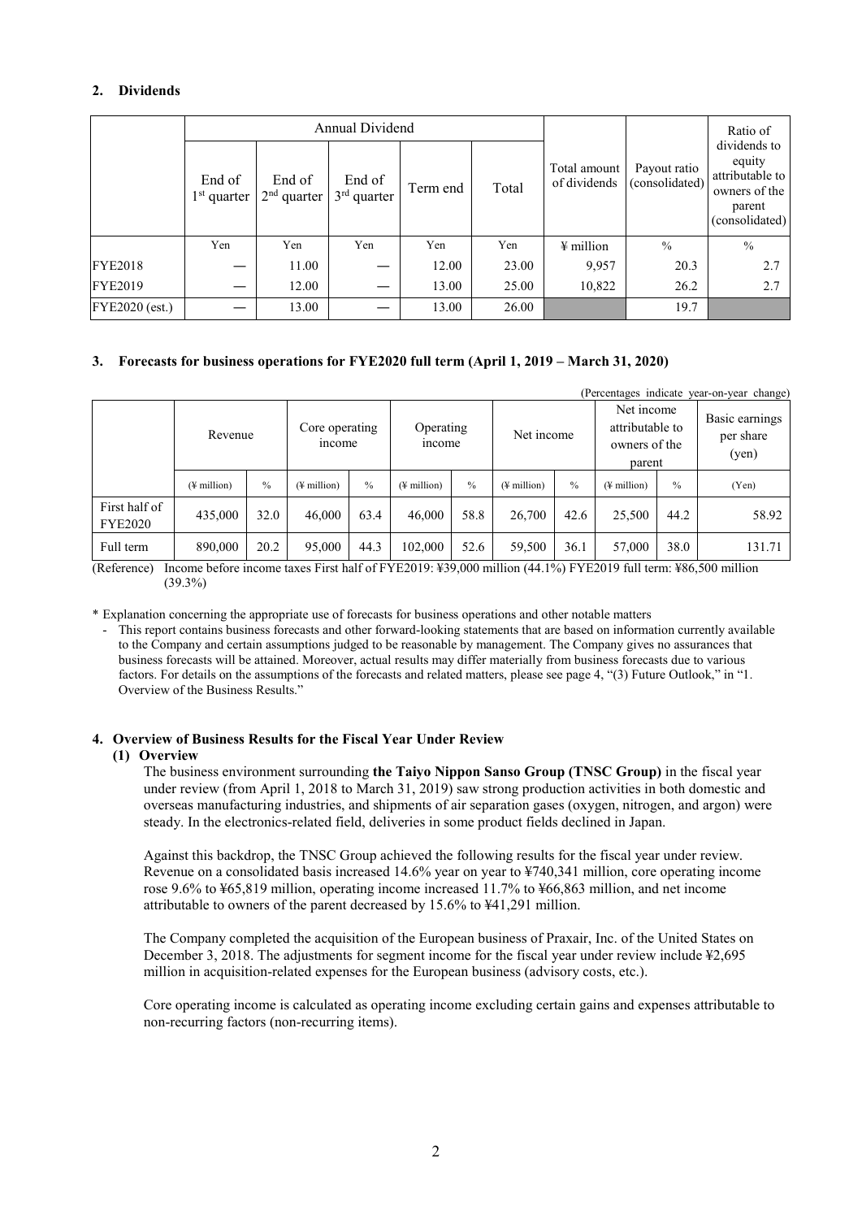## 2. Dividends

| | Annual Dividend | | | | | Total amount of dividends | Payout ratio (consolidated) | Ratio of dividends to equity attributable to owners of the parent (consolidated) |
|---|---|---|---|---|---|---|---|---|
| | End of 1st quarter | End of 2nd quarter | End of 3rd quarter | Term end | Total | | | |
| | Yen | Yen | Yen | Yen | Yen | ¥ million | % | % |
| FYE2018 | — | 11.00 | — | 12.00 | 23.00 | 9,957 | 20.3 | 2.7 |
| FYE2019 | — | 12.00 | — | 13.00 | 25.00 | 10,822 | 26.2 | 2.7 |
| FYE2020 (est.) | — | 13.00 | — | 13.00 | 26.00 | | 19.7 | |

## 3. Forecasts for business operations for FYE2020 full term (April 1, 2019 – March 31, 2020)

(Percentages indicate year-on-year change)

| | Revenue | | Core operating income | | Operating income | | Net income | | Net income attributable to owners of the parent | | Basic earnings per share (yen) |
|---|---|---|---|---|---|---|---|---|---|---|---|
| | (¥ million) | % | (¥ million) | % | (¥ million) | % | (¥ million) | % | (¥ million) | % | (Yen) |
| First half of FYE2020 | 435,000 | 32.0 | 46,000 | 63.4 | 46,000 | 58.8 | 26,700 | 42.6 | 25,500 | 44.2 | 58.92 |
| Full term | 890,000 | 20.2 | 95,000 | 44.3 | 102,000 | 52.6 | 59,500 | 36.1 | 57,000 | 38.0 | 131.71 |

(Reference) Income before income taxes First half of FYE2019: ¥39,000 million (44.1%) FYE2019 full term: ¥86,500 million (39.3%)

* Explanation concerning the appropriate use of forecasts for business operations and other notable matters

- This report contains business forecasts and other forward-looking statements that are based on information currently available to the Company and certain assumptions judged to be reasonable by management. The Company gives no assurances that business forecasts will be attained. Moreover, actual results may differ materially from business forecasts due to various factors. For details on the assumptions of the forecasts and related matters, please see page 4, "(3) Future Outlook," in "1. Overview of the Business Results."

## 4. Overview of Business Results for the Fiscal Year Under Review

### (1) Overview

The business environment surrounding **the Taiyo Nippon Sanso Group (TNSC Group)** in the fiscal year under review (from April 1, 2018 to March 31, 2019) saw strong production activities in both domestic and overseas manufacturing industries, and shipments of air separation gases (oxygen, nitrogen, and argon) were steady. In the electronics-related field, deliveries in some product fields declined in Japan.

Against this backdrop, the TNSC Group achieved the following results for the fiscal year under review. Revenue on a consolidated basis increased 14.6% year on year to ¥740,341 million, core operating income rose 9.6% to ¥65,819 million, operating income increased 11.7% to ¥66,863 million, and net income attributable to owners of the parent decreased by 15.6% to ¥41,291 million.

The Company completed the acquisition of the European business of Praxair, Inc. of the United States on December 3, 2018. The adjustments for segment income for the fiscal year under review include ¥2,695 million in acquisition-related expenses for the European business (advisory costs, etc.).

Core operating income is calculated as operating income excluding certain gains and expenses attributable to non-recurring factors (non-recurring items).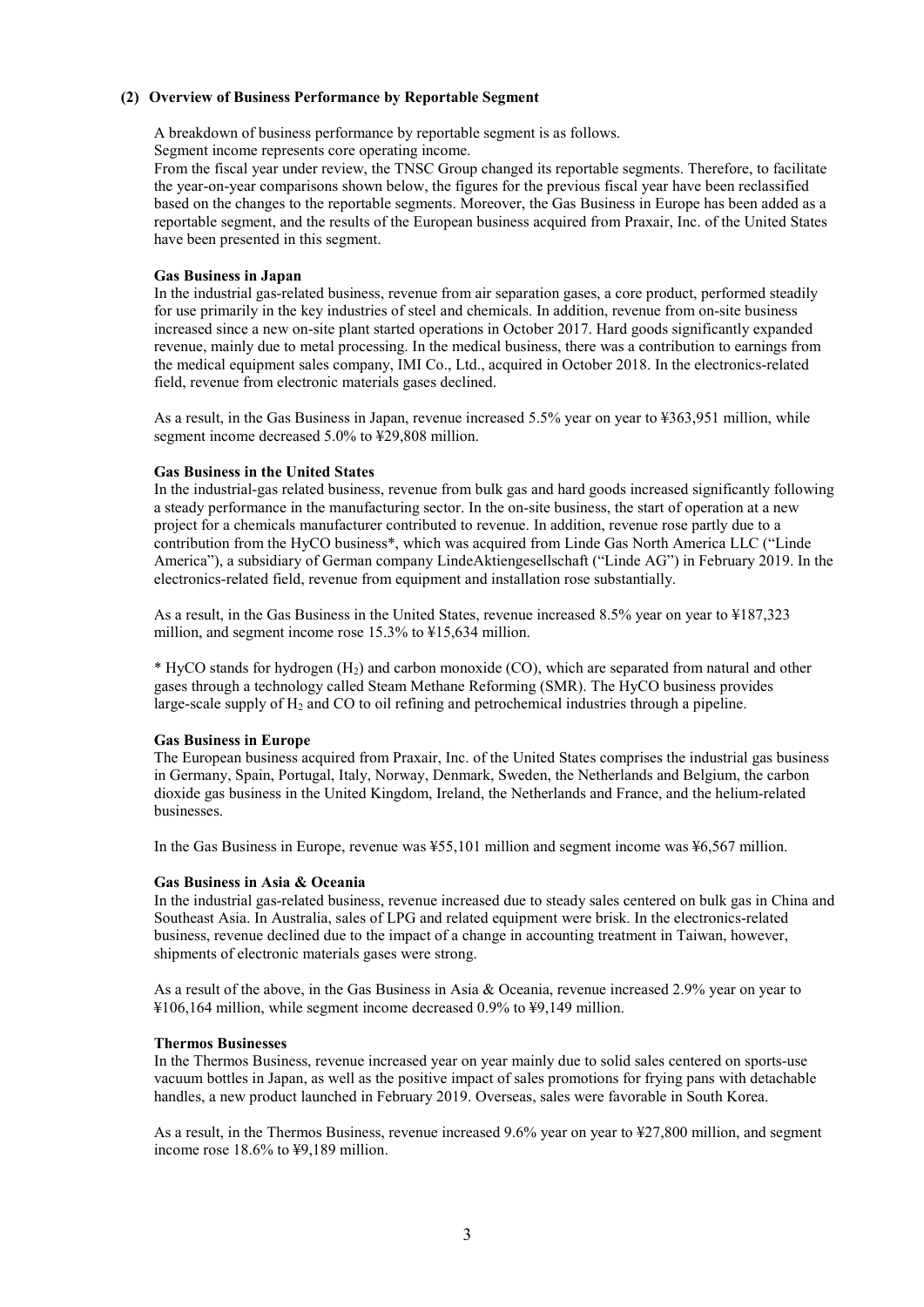### (2) Overview of Business Performance by Reportable Segment

A breakdown of business performance by reportable segment is as follows.
Segment income represents core operating income.
From the fiscal year under review, the TNSC Group changed its reportable segments. Therefore, to facilitate the year-on-year comparisons shown below, the figures for the previous fiscal year have been reclassified based on the changes to the reportable segments. Moreover, the Gas Business in Europe has been added as a reportable segment, and the results of the European business acquired from Praxair, Inc. of the United States have been presented in this segment.

#### Gas Business in Japan

In the industrial gas-related business, revenue from air separation gases, a core product, performed steadily for use primarily in the key industries of steel and chemicals. In addition, revenue from on-site business increased since a new on-site plant started operations in October 2017. Hard goods significantly expanded revenue, mainly due to metal processing. In the medical business, there was a contribution to earnings from the medical equipment sales company, IMI Co., Ltd., acquired in October 2018. In the electronics-related field, revenue from electronic materials gases declined.

As a result, in the Gas Business in Japan, revenue increased 5.5% year on year to ¥363,951 million, while segment income decreased 5.0% to ¥29,808 million.

#### Gas Business in the United States

In the industrial-gas related business, revenue from bulk gas and hard goods increased significantly following a steady performance in the manufacturing sector. In the on-site business, the start of operation at a new project for a chemicals manufacturer contributed to revenue. In addition, revenue rose partly due to a contribution from the HyCO business*, which was acquired from Linde Gas North America LLC ("Linde America"), a subsidiary of German company LindeAktiengesellschaft ("Linde AG") in February 2019. In the electronics-related field, revenue from equipment and installation rose substantially.

As a result, in the Gas Business in the United States, revenue increased 8.5% year on year to ¥187,323 million, and segment income rose 15.3% to ¥15,634 million.

* HyCO stands for hydrogen ($H_2$) and carbon monoxide (CO), which are separated from natural and other gases through a technology called Steam Methane Reforming (SMR). The HyCO business provides large-scale supply of $H_2$ and CO to oil refining and petrochemical industries through a pipeline.

#### Gas Business in Europe

The European business acquired from Praxair, Inc. of the United States comprises the industrial gas business in Germany, Spain, Portugal, Italy, Norway, Denmark, Sweden, the Netherlands and Belgium, the carbon dioxide gas business in the United Kingdom, Ireland, the Netherlands and France, and the helium-related businesses.

In the Gas Business in Europe, revenue was ¥55,101 million and segment income was ¥6,567 million.

#### Gas Business in Asia & Oceania

In the industrial gas-related business, revenue increased due to steady sales centered on bulk gas in China and Southeast Asia. In Australia, sales of LPG and related equipment were brisk. In the electronics-related business, revenue declined due to the impact of a change in accounting treatment in Taiwan, however, shipments of electronic materials gases were strong.

As a result of the above, in the Gas Business in Asia & Oceania, revenue increased 2.9% year on year to ¥106,164 million, while segment income decreased 0.9% to ¥9,149 million.

#### Thermos Businesses

In the Thermos Business, revenue increased year on year mainly due to solid sales centered on sports-use vacuum bottles in Japan, as well as the positive impact of sales promotions for frying pans with detachable handles, a new product launched in February 2019. Overseas, sales were favorable in South Korea.

As a result, in the Thermos Business, revenue increased 9.6% year on year to ¥27,800 million, and segment income rose 18.6% to ¥9,189 million.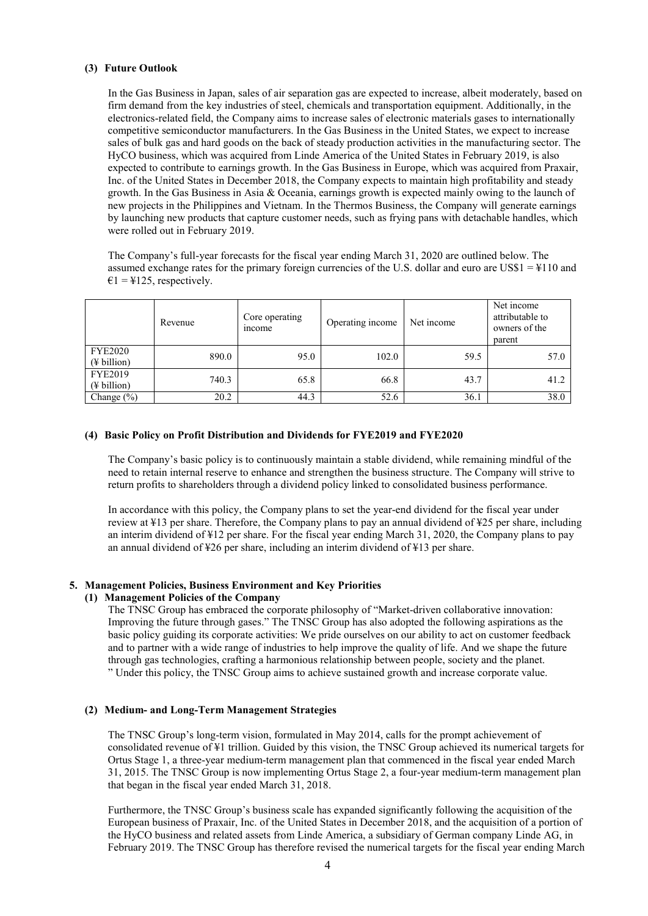### (3) Future Outlook

In the Gas Business in Japan, sales of air separation gas are expected to increase, albeit moderately, based on firm demand from the key industries of steel, chemicals and transportation equipment. Additionally, in the electronics-related field, the Company aims to increase sales of electronic materials gases to internationally competitive semiconductor manufacturers. In the Gas Business in the United States, we expect to increase sales of bulk gas and hard goods on the back of steady production activities in the manufacturing sector. The HyCO business, which was acquired from Linde America of the United States in February 2019, is also expected to contribute to earnings growth. In the Gas Business in Europe, which was acquired from Praxair, Inc. of the United States in December 2018, the Company expects to maintain high profitability and steady growth. In the Gas Business in Asia & Oceania, earnings growth is expected mainly owing to the launch of new projects in the Philippines and Vietnam. In the Thermos Business, the Company will generate earnings by launching new products that capture customer needs, such as frying pans with detachable handles, which were rolled out in February 2019.

The Company's full-year forecasts for the fiscal year ending March 31, 2020 are outlined below. The assumed exchange rates for the primary foreign currencies of the U.S. dollar and euro are US$1 = ¥110 and €1 = ¥125, respectively.

| | Revenue | Core operating income | Operating income | Net income | Net income attributable to owners of the parent |
|---|---|---|---|---|---|
| FYE2020 (¥ billion) | 890.0 | 95.0 | 102.0 | 59.5 | 57.0 |
| FYE2019 (¥ billion) | 740.3 | 65.8 | 66.8 | 43.7 | 41.2 |
| Change (%) | 20.2 | 44.3 | 52.6 | 36.1 | 38.0 |

### (4) Basic Policy on Profit Distribution and Dividends for FYE2019 and FYE2020

The Company's basic policy is to continuously maintain a stable dividend, while remaining mindful of the need to retain internal reserve to enhance and strengthen the business structure. The Company will strive to return profits to shareholders through a dividend policy linked to consolidated business performance.

In accordance with this policy, the Company plans to set the year-end dividend for the fiscal year under review at ¥13 per share. Therefore, the Company plans to pay an annual dividend of ¥25 per share, including an interim dividend of ¥12 per share. For the fiscal year ending March 31, 2020, the Company plans to pay an annual dividend of ¥26 per share, including an interim dividend of ¥13 per share.

## 5. Management Policies, Business Environment and Key Priorities

### (1) Management Policies of the Company

The TNSC Group has embraced the corporate philosophy of "Market-driven collaborative innovation: Improving the future through gases." The TNSC Group has also adopted the following aspirations as the basic policy guiding its corporate activities: We pride ourselves on our ability to act on customer feedback and to partner with a wide range of industries to help improve the quality of life. And we shape the future through gas technologies, crafting a harmonious relationship between people, society and the planet.
" Under this policy, the TNSC Group aims to achieve sustained growth and increase corporate value.

### (2) Medium- and Long-Term Management Strategies

The TNSC Group's long-term vision, formulated in May 2014, calls for the prompt achievement of consolidated revenue of ¥1 trillion. Guided by this vision, the TNSC Group achieved its numerical targets for Ortus Stage 1, a three-year medium-term management plan that commenced in the fiscal year ended March 31, 2015. The TNSC Group is now implementing Ortus Stage 2, a four-year medium-term management plan that began in the fiscal year ended March 31, 2018.

Furthermore, the TNSC Group's business scale has expanded significantly following the acquisition of the European business of Praxair, Inc. of the United States in December 2018, and the acquisition of a portion of the HyCO business and related assets from Linde America, a subsidiary of German company Linde AG, in February 2019. The TNSC Group has therefore revised the numerical targets for the fiscal year ending March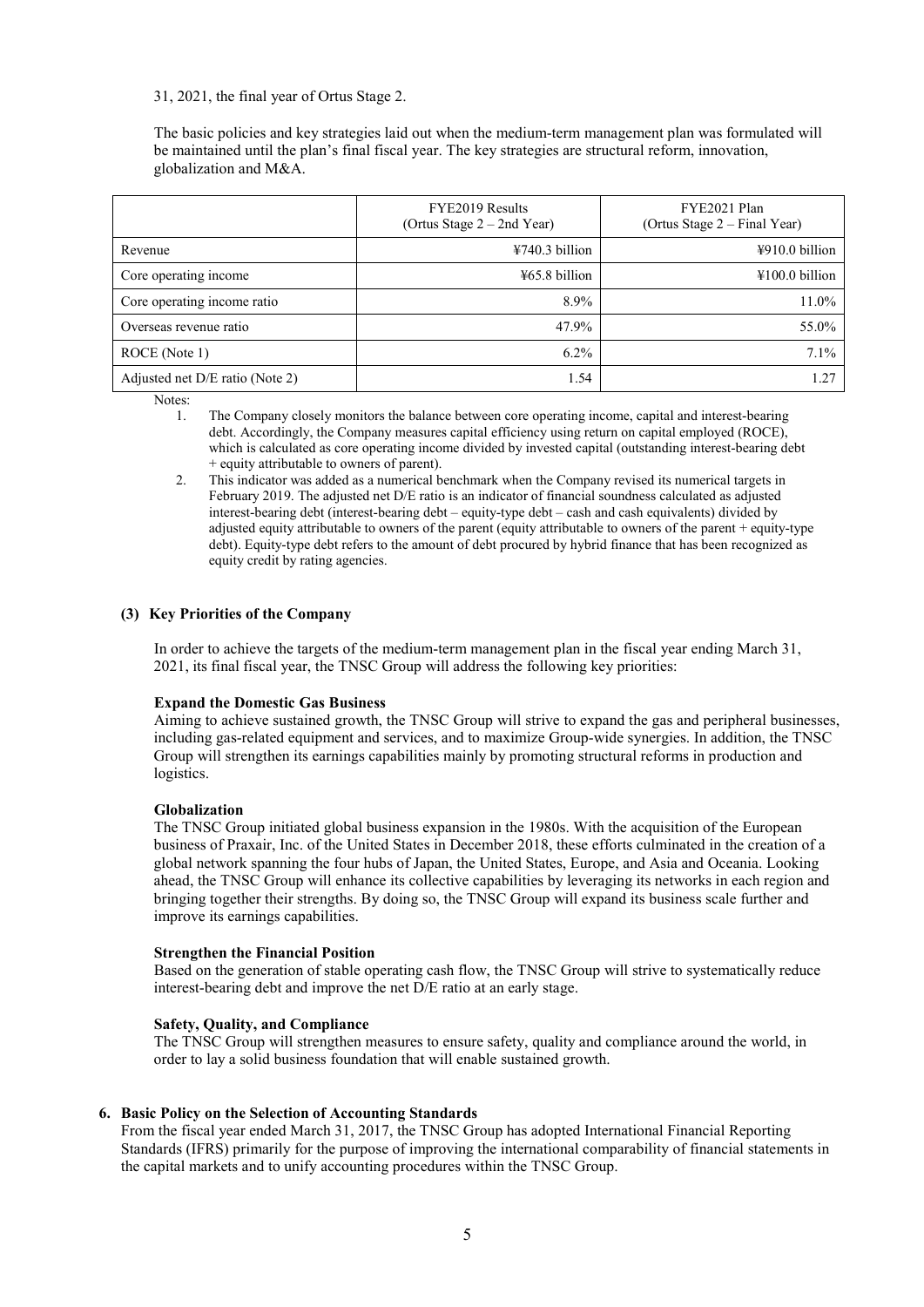31, 2021, the final year of Ortus Stage 2.

The basic policies and key strategies laid out when the medium-term management plan was formulated will be maintained until the plan's final fiscal year. The key strategies are structural reform, innovation, globalization and M&A.

| | FYE2019 Results (Ortus Stage 2 – 2nd Year) | FYE2021 Plan (Ortus Stage 2 – Final Year) |
|---|---|---|
| Revenue | ¥740.3 billion | ¥910.0 billion |
| Core operating income | ¥65.8 billion | ¥100.0 billion |
| Core operating income ratio | 8.9% | 11.0% |
| Overseas revenue ratio | 47.9% | 55.0% |
| ROCE (Note 1) | 6.2% | 7.1% |
| Adjusted net D/E ratio (Note 2) | 1.54 | 1.27 |

Notes:

1. The Company closely monitors the balance between core operating income, capital and interest-bearing debt. Accordingly, the Company measures capital efficiency using return on capital employed (ROCE), which is calculated as core operating income divided by invested capital (outstanding interest-bearing debt + equity attributable to owners of parent).
2. This indicator was added as a numerical benchmark when the Company revised its numerical targets in February 2019. The adjusted net D/E ratio is an indicator of financial soundness calculated as adjusted interest-bearing debt (interest-bearing debt – equity-type debt – cash and cash equivalents) divided by adjusted equity attributable to owners of the parent (equity attributable to owners of the parent + equity-type debt). Equity-type debt refers to the amount of debt procured by hybrid finance that has been recognized as equity credit by rating agencies.

### (3) Key Priorities of the Company

In order to achieve the targets of the medium-term management plan in the fiscal year ending March 31, 2021, its final fiscal year, the TNSC Group will address the following key priorities:

**Expand the Domestic Gas Business**

Aiming to achieve sustained growth, the TNSC Group will strive to expand the gas and peripheral businesses, including gas-related equipment and services, and to maximize Group-wide synergies. In addition, the TNSC Group will strengthen its earnings capabilities mainly by promoting structural reforms in production and logistics.

**Globalization**

The TNSC Group initiated global business expansion in the 1980s. With the acquisition of the European business of Praxair, Inc. of the United States in December 2018, these efforts culminated in the creation of a global network spanning the four hubs of Japan, the United States, Europe, and Asia and Oceania. Looking ahead, the TNSC Group will enhance its collective capabilities by leveraging its networks in each region and bringing together their strengths. By doing so, the TNSC Group will expand its business scale further and improve its earnings capabilities.

**Strengthen the Financial Position**

Based on the generation of stable operating cash flow, the TNSC Group will strive to systematically reduce interest-bearing debt and improve the net D/E ratio at an early stage.

**Safety, Quality, and Compliance**

The TNSC Group will strengthen measures to ensure safety, quality and compliance around the world, in order to lay a solid business foundation that will enable sustained growth.

## 6. Basic Policy on the Selection of Accounting Standards

From the fiscal year ended March 31, 2017, the TNSC Group has adopted International Financial Reporting Standards (IFRS) primarily for the purpose of improving the international comparability of financial statements in the capital markets and to unify accounting procedures within the TNSC Group.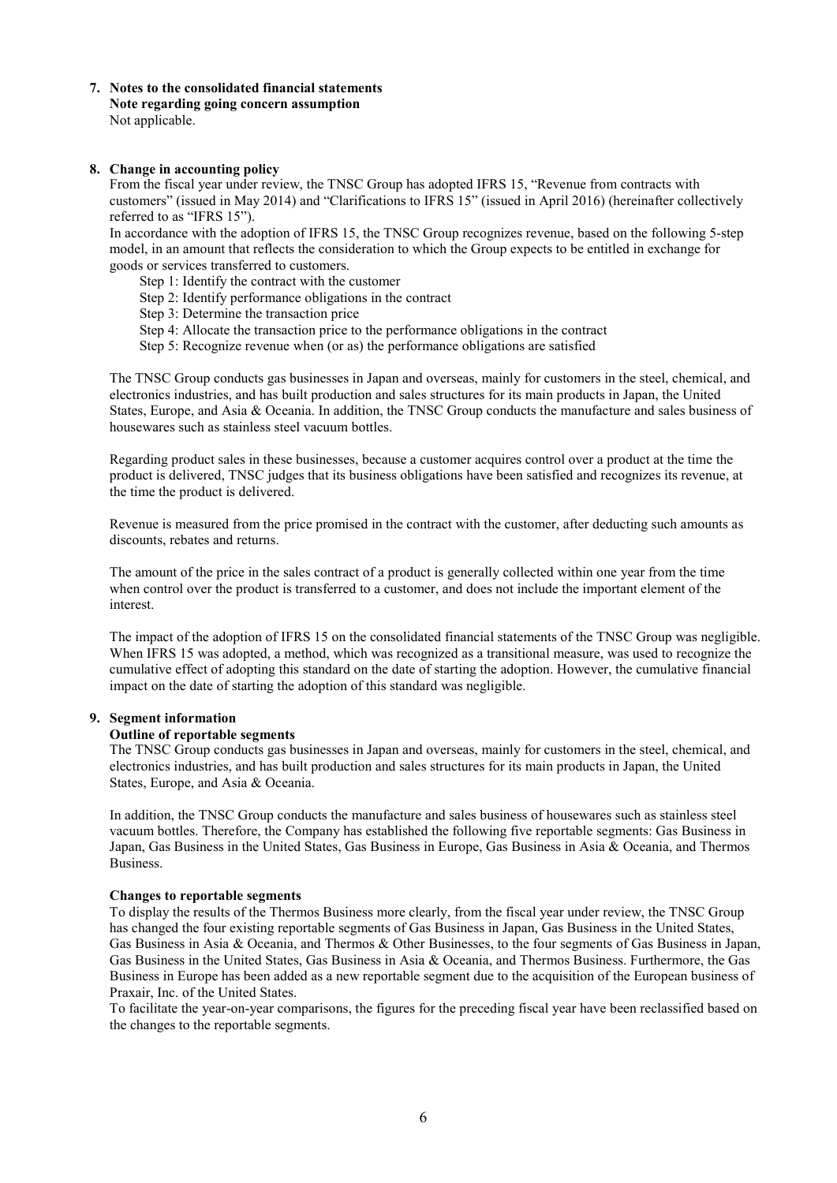## 7. Notes to the consolidated financial statements

**Note regarding going concern assumption**

Not applicable.

## 8. Change in accounting policy

From the fiscal year under review, the TNSC Group has adopted IFRS 15, "Revenue from contracts with customers" (issued in May 2014) and "Clarifications to IFRS 15" (issued in April 2016) (hereinafter collectively referred to as "IFRS 15").

In accordance with the adoption of IFRS 15, the TNSC Group recognizes revenue, based on the following 5-step model, in an amount that reflects the consideration to which the Group expects to be entitled in exchange for goods or services transferred to customers.

- Step 1: Identify the contract with the customer
- Step 2: Identify performance obligations in the contract
- Step 3: Determine the transaction price
- Step 4: Allocate the transaction price to the performance obligations in the contract
- Step 5: Recognize revenue when (or as) the performance obligations are satisfied

The TNSC Group conducts gas businesses in Japan and overseas, mainly for customers in the steel, chemical, and electronics industries, and has built production and sales structures for its main products in Japan, the United States, Europe, and Asia & Oceania. In addition, the TNSC Group conducts the manufacture and sales business of housewares such as stainless steel vacuum bottles.

Regarding product sales in these businesses, because a customer acquires control over a product at the time the product is delivered, TNSC judges that its business obligations have been satisfied and recognizes its revenue, at the time the product is delivered.

Revenue is measured from the price promised in the contract with the customer, after deducting such amounts as discounts, rebates and returns.

The amount of the price in the sales contract of a product is generally collected within one year from the time when control over the product is transferred to a customer, and does not include the important element of the interest.

The impact of the adoption of IFRS 15 on the consolidated financial statements of the TNSC Group was negligible. When IFRS 15 was adopted, a method, which was recognized as a transitional measure, was used to recognize the cumulative effect of adopting this standard on the date of starting the adoption. However, the cumulative financial impact on the date of starting the adoption of this standard was negligible.

## 9. Segment information

**Outline of reportable segments**

The TNSC Group conducts gas businesses in Japan and overseas, mainly for customers in the steel, chemical, and electronics industries, and has built production and sales structures for its main products in Japan, the United States, Europe, and Asia & Oceania.

In addition, the TNSC Group conducts the manufacture and sales business of housewares such as stainless steel vacuum bottles. Therefore, the Company has established the following five reportable segments: Gas Business in Japan, Gas Business in the United States, Gas Business in Europe, Gas Business in Asia & Oceania, and Thermos Business.

**Changes to reportable segments**

To display the results of the Thermos Business more clearly, from the fiscal year under review, the TNSC Group has changed the four existing reportable segments of Gas Business in Japan, Gas Business in the United States, Gas Business in Asia & Oceania, and Thermos & Other Businesses, to the four segments of Gas Business in Japan, Gas Business in the United States, Gas Business in Asia & Oceania, and Thermos Business. Furthermore, the Gas Business in Europe has been added as a new reportable segment due to the acquisition of the European business of Praxair, Inc. of the United States.

To facilitate the year-on-year comparisons, the figures for the preceding fiscal year have been reclassified based on the changes to the reportable segments.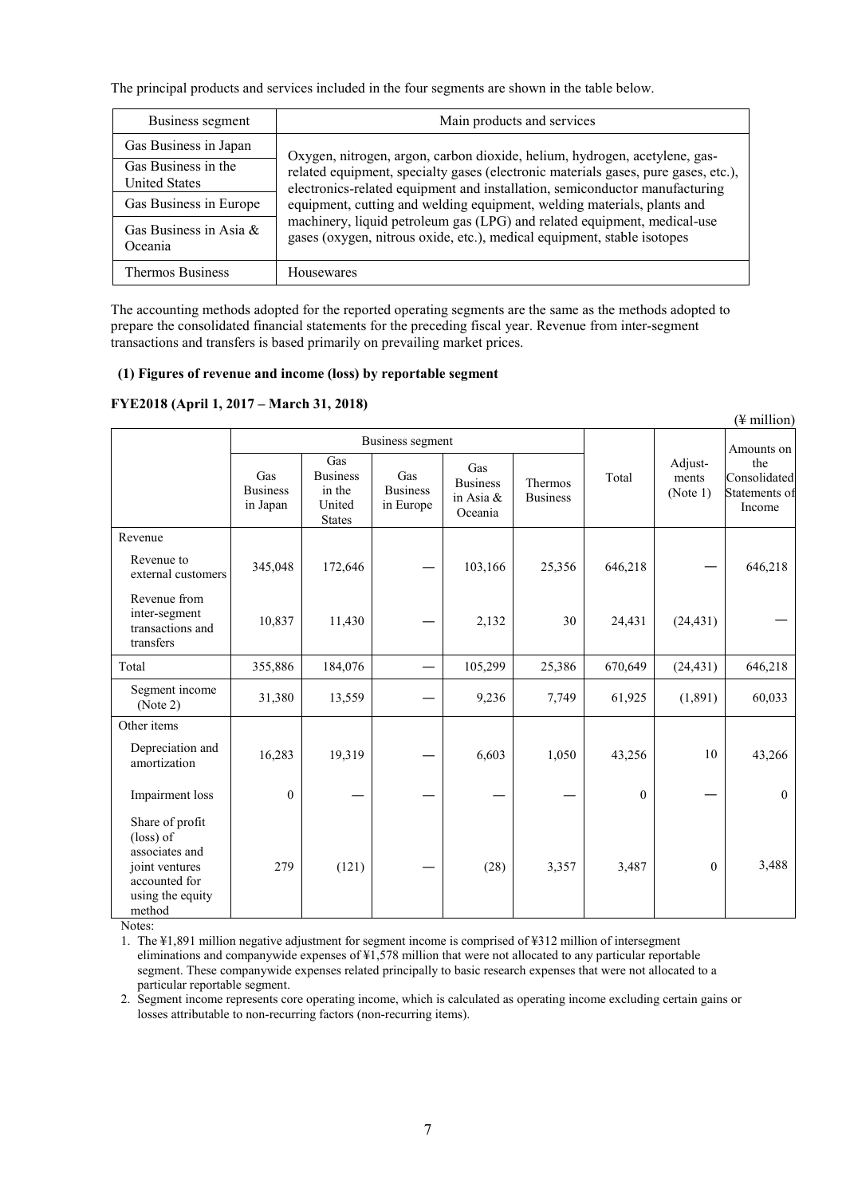The principal products and services included in the four segments are shown in the table below.

| Business segment | Main products and services |
|---|---|
| Gas Business in Japan | Oxygen, nitrogen, argon, carbon dioxide, helium, hydrogen, acetylene, gas-related equipment, specialty gases (electronic materials gases, pure gases, etc.), electronics-related equipment and installation, semiconductor manufacturing equipment, cutting and welding equipment, welding materials, plants and machinery, liquid petroleum gas (LPG) and related equipment, medical-use gases (oxygen, nitrous oxide, etc.), medical equipment, stable isotopes |
| Gas Business in the United States | |
| Gas Business in Europe | |
| Gas Business in Asia & Oceania | |
| Thermos Business | Housewares |

The accounting methods adopted for the reported operating segments are the same as the methods adopted to prepare the consolidated financial statements for the preceding fiscal year. Revenue from inter-segment transactions and transfers is based primarily on prevailing market prices.

**(1) Figures of revenue and income (loss) by reportable segment**

**FYE2018 (April 1, 2017 – March 31, 2018)**

(¥ million)

| | Business segment | | | | | Total | Adjust-ments (Note 1) | Amounts on the Consolidated Statements of Income |
|---|---|---|---|---|---|---|---|---|
| | Gas Business in Japan | Gas Business in the United States | Gas Business in Europe | Gas Business in Asia & Oceania | Thermos Business | | | |
| Revenue | | | | | | | | |
| Revenue to external customers | 345,048 | 172,646 | — | 103,166 | 25,356 | 646,218 | — | 646,218 |
| Revenue from inter-segment transactions and transfers | 10,837 | 11,430 | — | 2,132 | 30 | 24,431 | (24,431) | — |
| Total | 355,886 | 184,076 | — | 105,299 | 25,386 | 670,649 | (24,431) | 646,218 |
| Segment income (Note 2) | 31,380 | 13,559 | — | 9,236 | 7,749 | 61,925 | (1,891) | 60,033 |
| Other items | | | | | | | | |
| Depreciation and amortization | 16,283 | 19,319 | — | 6,603 | 1,050 | 43,256 | 10 | 43,266 |
| Impairment loss | 0 | — | — | — | — | 0 | — | 0 |
| Share of profit (loss) of associates and joint ventures accounted for using the equity method | 279 | (121) | — | (28) | 3,357 | 3,487 | 0 | 3,488 |

Notes:

1. The ¥1,891 million negative adjustment for segment income is comprised of ¥312 million of intersegment eliminations and companywide expenses of ¥1,578 million that were not allocated to any particular reportable segment. These companywide expenses related principally to basic research expenses that were not allocated to a particular reportable segment.
2. Segment income represents core operating income, which is calculated as operating income excluding certain gains or losses attributable to non-recurring factors (non-recurring items).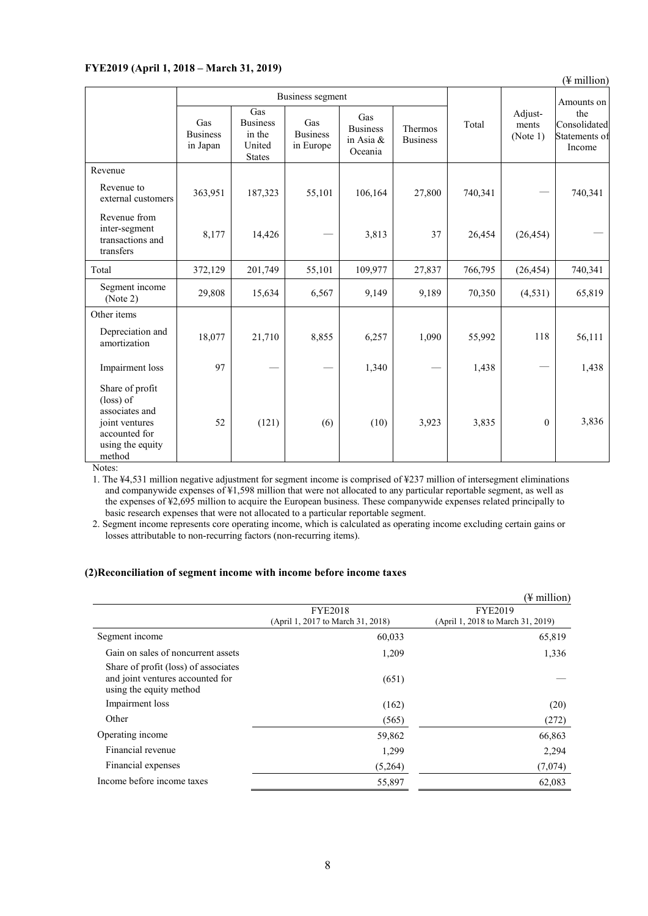**FYE2019 (April 1, 2018 – March 31, 2019)**

(¥ million)

| | Business segment | | | | | Total | Adjust-ments (Note 1) | Amounts on the Consolidated Statements of Income |
|---|---|---|---|---|---|---|---|---|
| | Gas Business in Japan | Gas Business in the United States | Gas Business in Europe | Gas Business in Asia & Oceania | Thermos Business | | | |
| Revenue | | | | | | | | |
| Revenue to external customers | 363,951 | 187,323 | 55,101 | 106,164 | 27,800 | 740,341 | — | 740,341 |
| Revenue from inter-segment transactions and transfers | 8,177 | 14,426 | — | 3,813 | 37 | 26,454 | (26,454) | — |
| Total | 372,129 | 201,749 | 55,101 | 109,977 | 27,837 | 766,795 | (26,454) | 740,341 |
| Segment income (Note 2) | 29,808 | 15,634 | 6,567 | 9,149 | 9,189 | 70,350 | (4,531) | 65,819 |
| Other items | | | | | | | | |
| Depreciation and amortization | 18,077 | 21,710 | 8,855 | 6,257 | 1,090 | 55,992 | 118 | 56,111 |
| Impairment loss | 97 | — | — | 1,340 | — | 1,438 | — | 1,438 |
| Share of profit (loss) of associates and joint ventures accounted for using the equity method | 52 | (121) | (6) | (10) | 3,923 | 3,835 | 0 | 3,836 |

Notes:

1. The ¥4,531 million negative adjustment for segment income is comprised of ¥237 million of intersegment eliminations and companywide expenses of ¥1,598 million that were not allocated to any particular reportable segment, as well as the expenses of ¥2,695 million to acquire the European business. These companywide expenses related principally to basic research expenses that were not allocated to a particular reportable segment.
2. Segment income represents core operating income, which is calculated as operating income excluding certain gains or losses attributable to non-recurring factors (non-recurring items).

**(2)Reconciliation of segment income with income before income taxes**

(¥ million)

| | FYE2018 (April 1, 2017 to March 31, 2018) | FYE2019 (April 1, 2018 to March 31, 2019) |
|---|---|---|
| Segment income | 60,033 | 65,819 |
| Gain on sales of noncurrent assets | 1,209 | 1,336 |
| Share of profit (loss) of associates and joint ventures accounted for using the equity method | (651) | — |
| Impairment loss | (162) | (20) |
| Other | (565) | (272) |
| Operating income | 59,862 | 66,863 |
| Financial revenue | 1,299 | 2,294 |
| Financial expenses | (5,264) | (7,074) |
| Income before income taxes | 55,897 | 62,083 |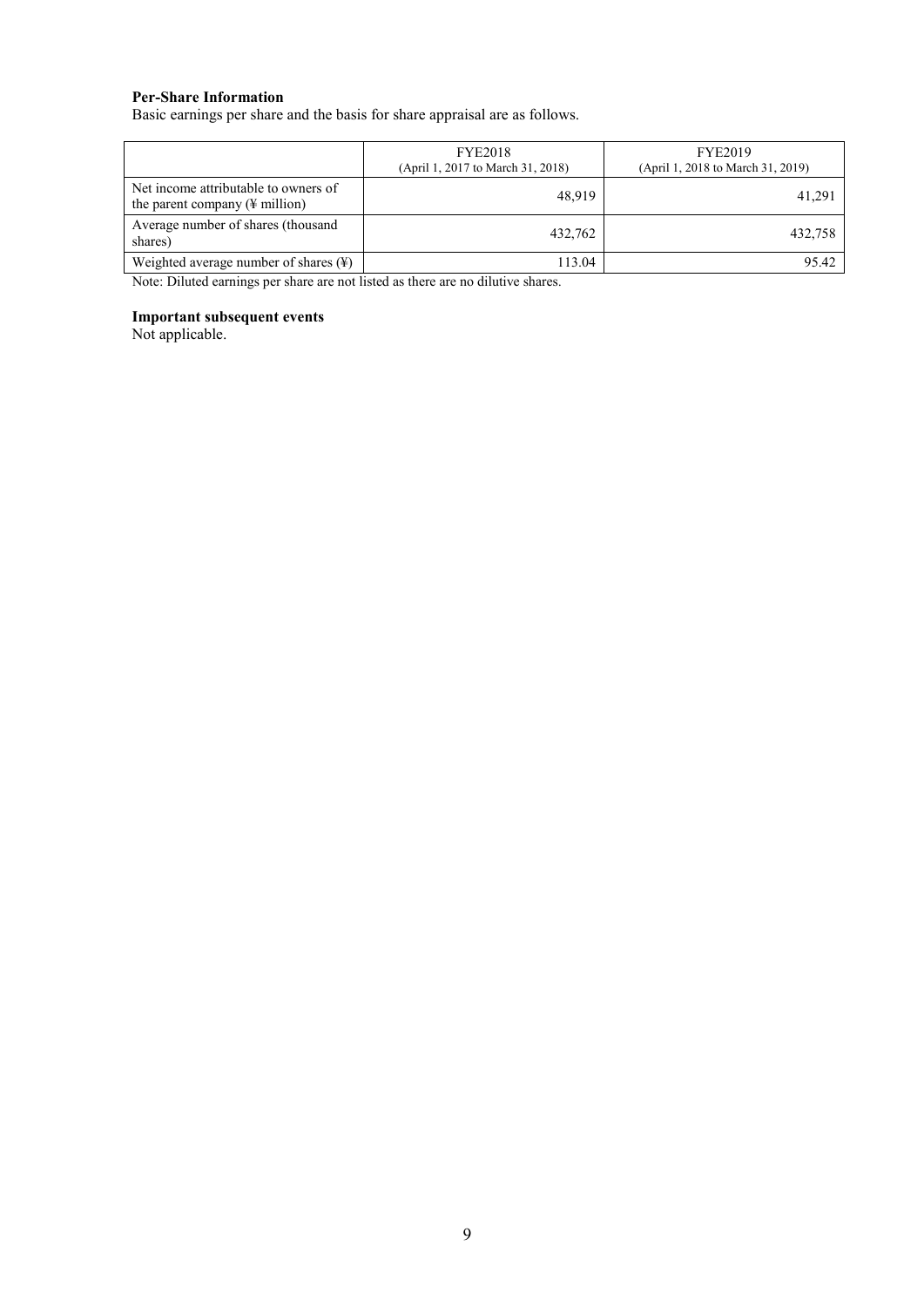**Per-Share Information**

Basic earnings per share and the basis for share appraisal are as follows.

| | FYE2018<br>(April 1, 2017 to March 31, 2018) | FYE2019<br>(April 1, 2018 to March 31, 2019) |
|---|---|---|
| Net income attributable to owners of the parent company (¥ million) | 48,919 | 41,291 |
| Average number of shares (thousand shares) | 432,762 | 432,758 |
| Weighted average number of shares (¥) | 113.04 | 95.42 |

Note: Diluted earnings per share are not listed as there are no dilutive shares.

**Important subsequent events**

Not applicable.